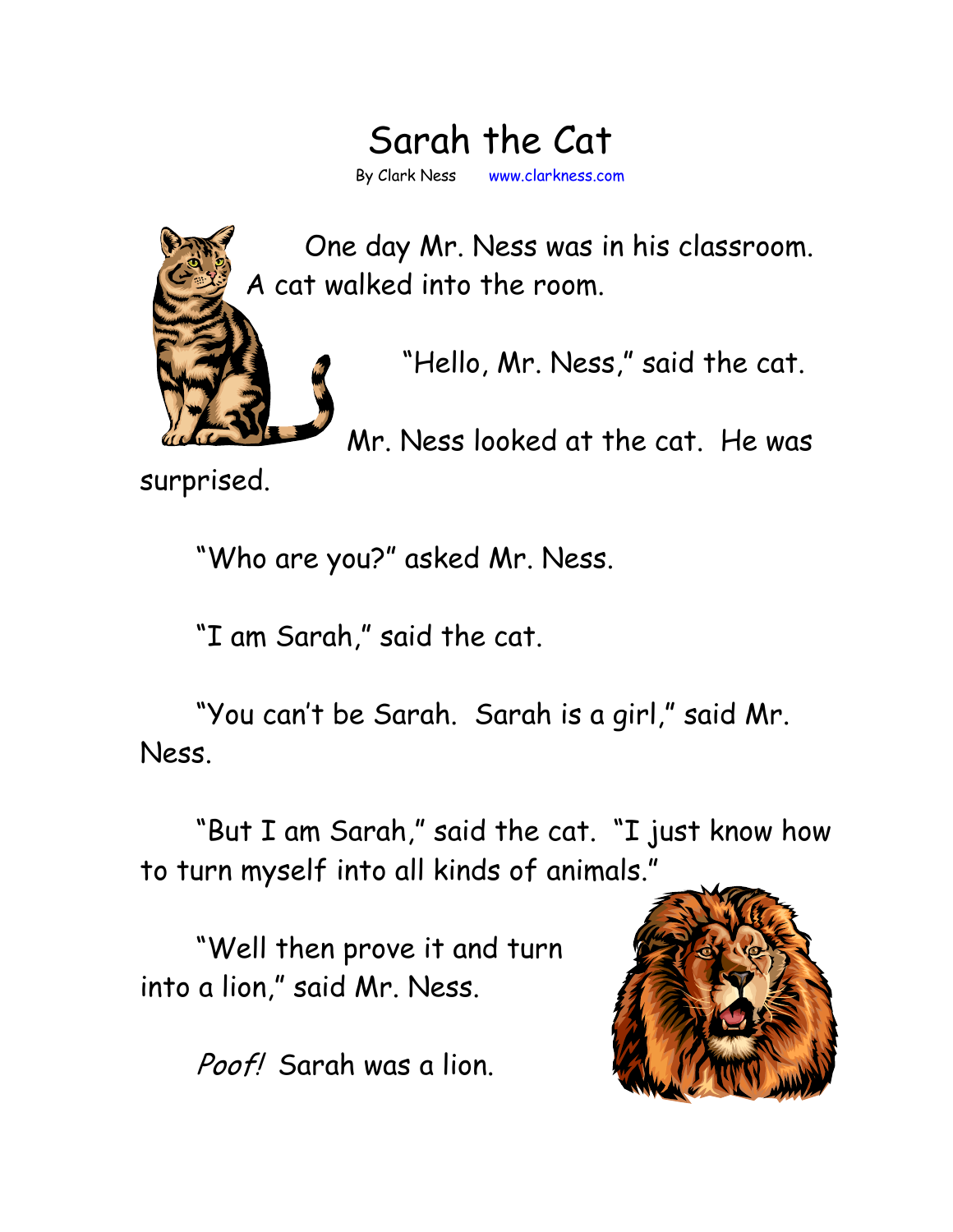# Sarah the Cat

By Clark Ness www.clarkness.com

One day Mr. Ness was in his classroom. A cat walked into the room.

"Hello, Mr. Ness," said the cat.

Mr. Ness looked at the cat. He was surprised.

"Who are you?" asked Mr. Ness.

"I am Sarah," said the cat.

"You can't be Sarah. Sarah is a girl," said Mr. Ness.

"But I am Sarah," said the cat. "I just know how to turn myself into all kinds of animals."

"Well then prove it and turn into a lion," said Mr. Ness.

*Poof!* Sarah was a lion.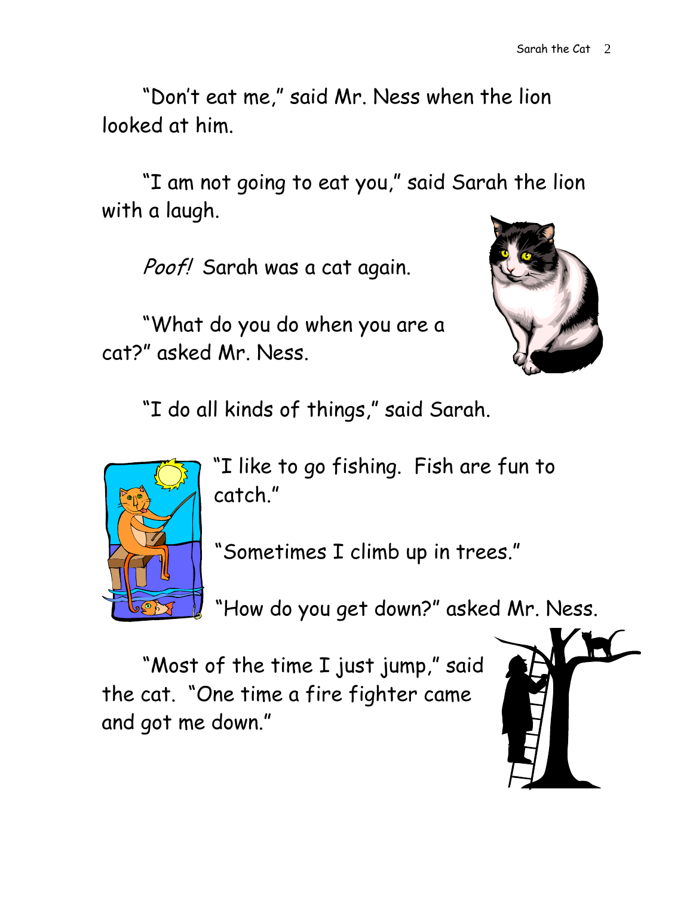"Don't eat me," said Mr. Ness when the lion looked at him.

"I am not going to eat you," said Sarah the lion with a laugh.

*Poof!* Sarah was a cat again.

"What do you do when you are a cat?" asked Mr. Ness.

"I do all kinds of things," said Sarah.

"I like to go fishing. Fish are fun to catch."

"Sometimes I climb up in trees."

"How do you get down?" asked Mr. Ness.

"Most of the time I just jump," said the cat. "One time a fire fighter came and got me down."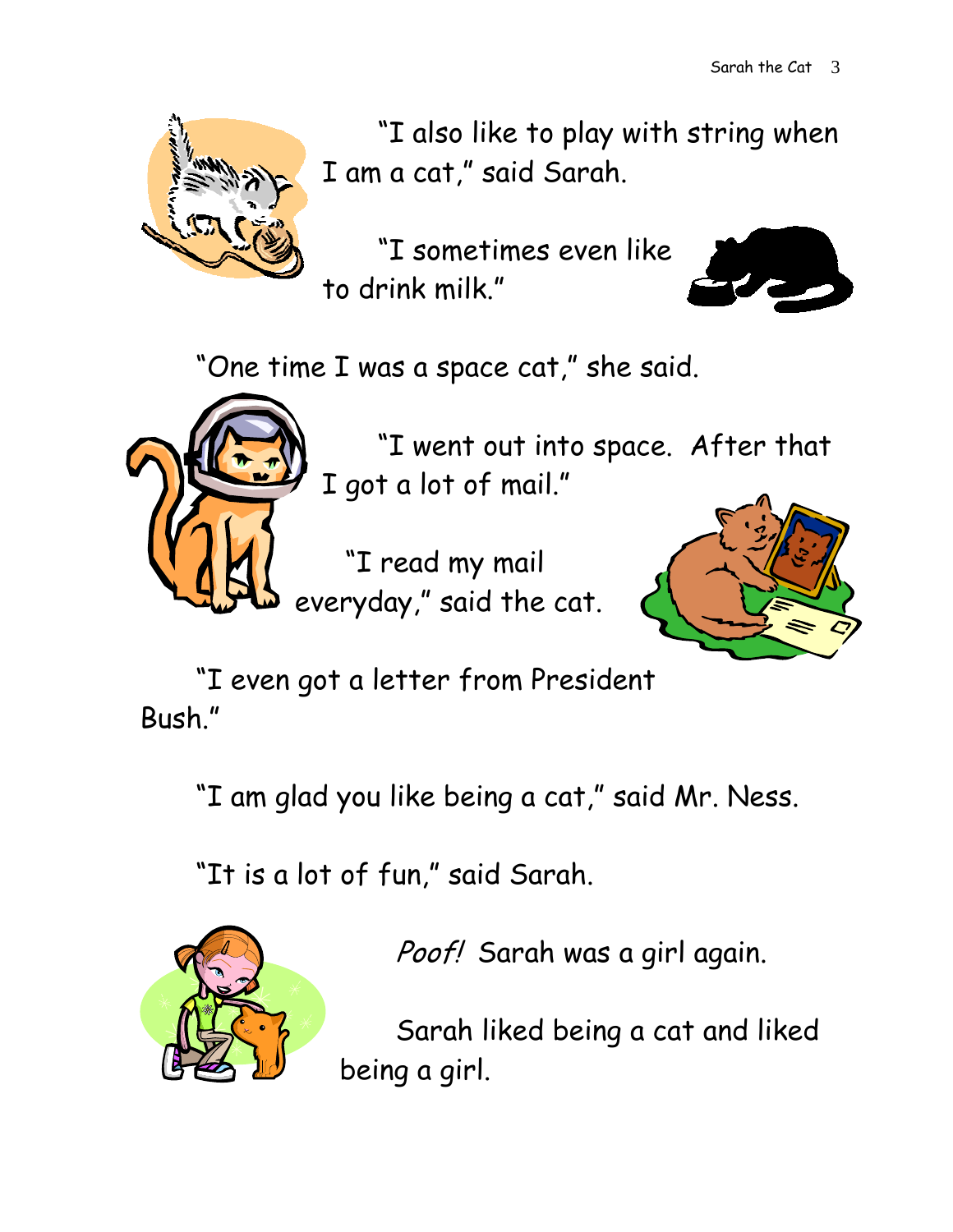"I also like to play with string when I am a cat," said Sarah.

"I sometimes even like to drink milk."

"One time I was a space cat," she said.

"I went out into space. After that I got a lot of mail."

"I read my mail everyday," said the cat.

"I even got a letter from President Bush."

"I am glad you like being a cat," said Mr. Ness.

"It is a lot of fun," said Sarah.

*Poof!* Sarah was a girl again.

Sarah liked being a cat and liked being a girl.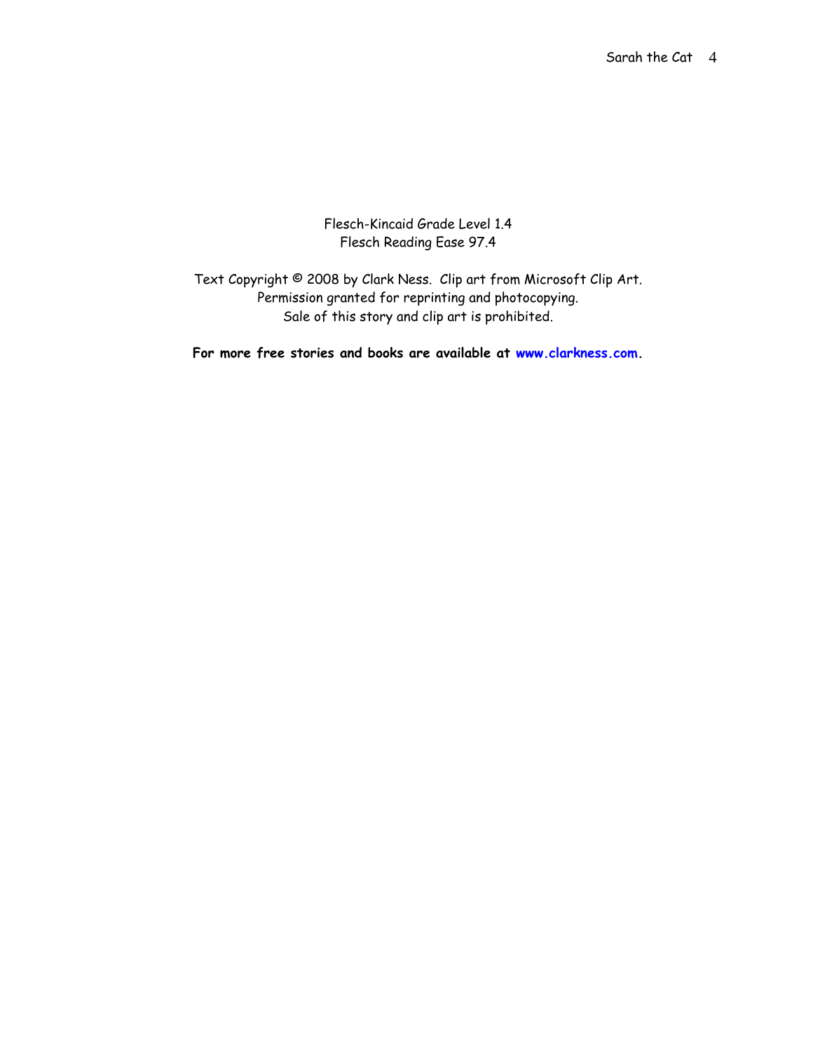Flesch-Kincaid Grade Level 1.4
Flesch Reading Ease 97.4

Text Copyright © 2008 by Clark Ness. Clip art from Microsoft Clip Art.
Permission granted for reprinting and photocopying.
Sale of this story and clip art is prohibited.

**For more free stories and books are available at www.clarkness.com.**